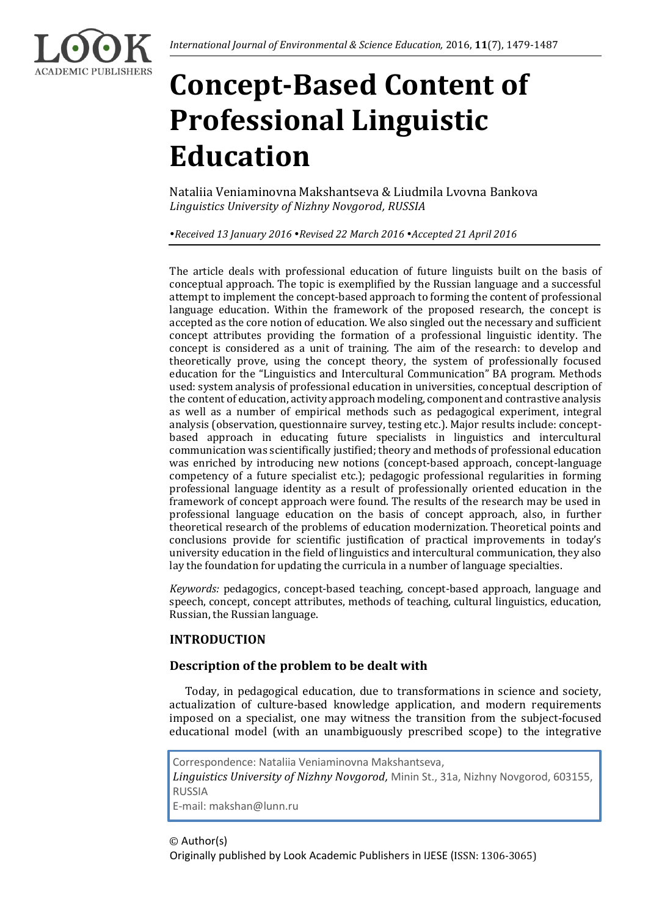# Concept-Based Content of Professional Linguistic Education

Nataliia Veniaminovna Makshantseva & Liudmila Lvovna Bankova
*Linguistics University of Nizhny Novgorod, RUSSIA*

*•Received 13 January 2016 •Revised 22 March 2016 •Accepted 21 April 2016*

The article deals with professional education of future linguists built on the basis of conceptual approach. The topic is exemplified by the Russian language and a successful attempt to implement the concept-based approach to forming the content of professional language education. Within the framework of the proposed research, the concept is accepted as the core notion of education. We also singled out the necessary and sufficient concept attributes providing the formation of a professional linguistic identity. The concept is considered as a unit of training. The aim of the research: to develop and theoretically prove, using the concept theory, the system of professionally focused education for the "Linguistics and Intercultural Communication" BA program. Methods used: system analysis of professional education in universities, conceptual description of the content of education, activity approach modeling, component and contrastive analysis as well as a number of empirical methods such as pedagogical experiment, integral analysis (observation, questionnaire survey, testing etc.). Major results include: concept-based approach in educating future specialists in linguistics and intercultural communication was scientifically justified; theory and methods of professional education was enriched by introducing new notions (concept-based approach, concept-language competency of a future specialist etc.); pedagogic professional regularities in forming professional language identity as a result of professionally oriented education in the framework of concept approach were found. The results of the research may be used in professional language education on the basis of concept approach, also, in further theoretical research of the problems of education modernization. Theoretical points and conclusions provide for scientific justification of practical improvements in today's university education in the field of linguistics and intercultural communication, they also lay the foundation for updating the curricula in a number of language specialties.

*Keywords:* pedagogics, concept-based teaching, concept-based approach, language and speech, concept, concept attributes, methods of teaching, cultural linguistics, education, Russian, the Russian language.

## INTRODUCTION

### Description of the problem to be dealt with

Today, in pedagogical education, due to transformations in science and society, actualization of culture-based knowledge application, and modern requirements imposed on a specialist, one may witness the transition from the subject-focused educational model (with an unambiguously prescribed scope) to the integrative

Correspondence: Nataliia Veniaminovna Makshantseva,
*Linguistics University of Nizhny Novgorod,* Minin St., 31a, Nizhny Novgorod, 603155, RUSSIA
E-mail: makshan@lunn.ru

© Author(s)
Originally published by Look Academic Publishers in IJESE (ISSN: 1306-3065)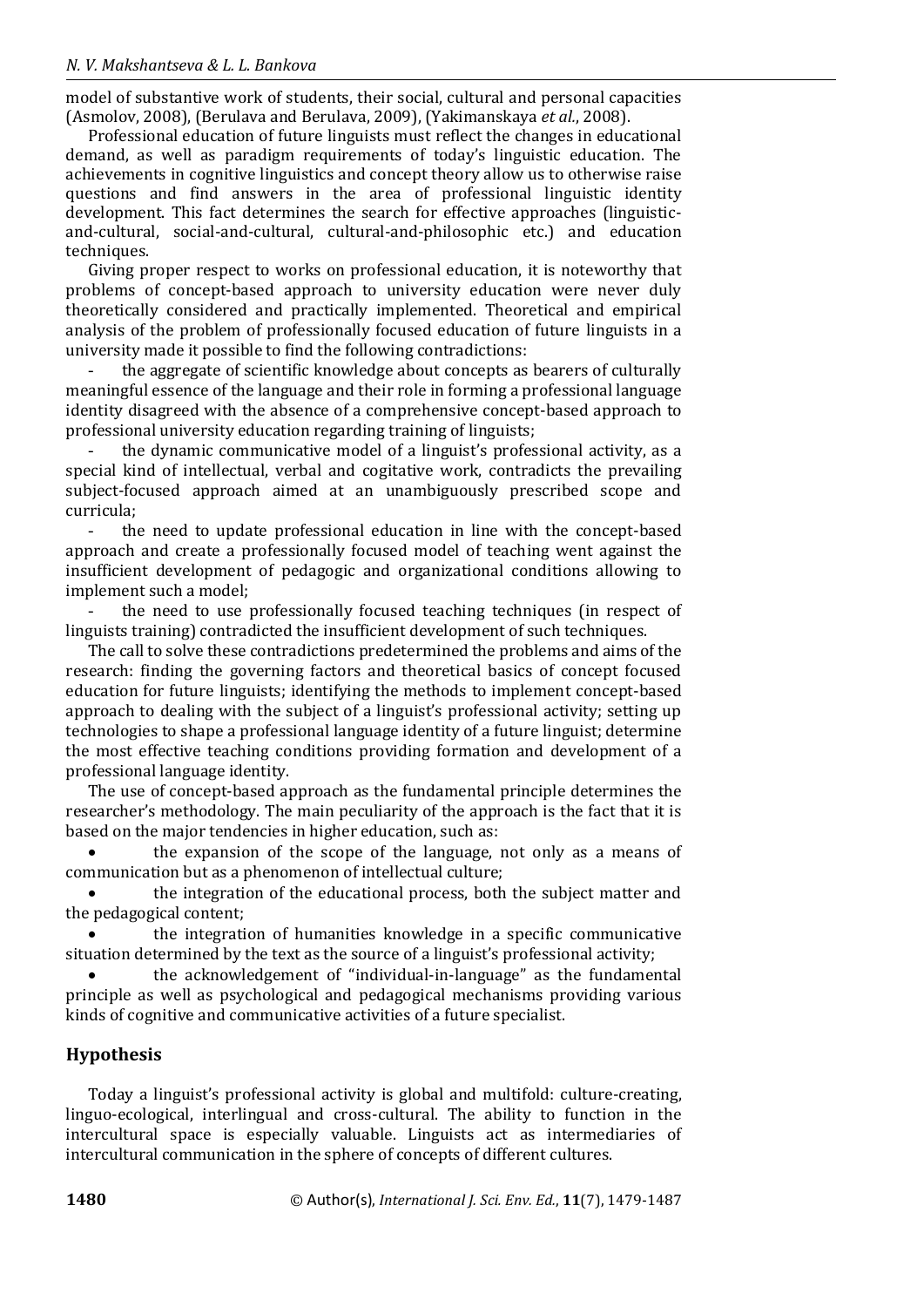model of substantive work of students, their social, cultural and personal capacities (Asmolov, 2008), (Berulava and Berulava, 2009), (Yakimanskaya *et al.*, 2008).

Professional education of future linguists must reflect the changes in educational demand, as well as paradigm requirements of today's linguistic education. The achievements in cognitive linguistics and concept theory allow us to otherwise raise questions and find answers in the area of professional linguistic identity development. This fact determines the search for effective approaches (linguistic-and-cultural, social-and-cultural, cultural-and-philosophic etc.) and education techniques.

Giving proper respect to works on professional education, it is noteworthy that problems of concept-based approach to university education were never duly theoretically considered and practically implemented. Theoretical and empirical analysis of the problem of professionally focused education of future linguists in a university made it possible to find the following contradictions:

- the aggregate of scientific knowledge about concepts as bearers of culturally meaningful essence of the language and their role in forming a professional language identity disagreed with the absence of a comprehensive concept-based approach to professional university education regarding training of linguists;
- the dynamic communicative model of a linguist's professional activity, as a special kind of intellectual, verbal and cogitative work, contradicts the prevailing subject-focused approach aimed at an unambiguously prescribed scope and curricula;
- the need to update professional education in line with the concept-based approach and create a professionally focused model of teaching went against the insufficient development of pedagogic and organizational conditions allowing to implement such a model;
- the need to use professionally focused teaching techniques (in respect of linguists training) contradicted the insufficient development of such techniques.

The call to solve these contradictions predetermined the problems and aims of the research: finding the governing factors and theoretical basics of concept focused education for future linguists; identifying the methods to implement concept-based approach to dealing with the subject of a linguist's professional activity; setting up technologies to shape a professional language identity of a future linguist; determine the most effective teaching conditions providing formation and development of a professional language identity.

The use of concept-based approach as the fundamental principle determines the researcher's methodology. The main peculiarity of the approach is the fact that it is based on the major tendencies in higher education, such as:

- the expansion of the scope of the language, not only as a means of communication but as a phenomenon of intellectual culture;
- the integration of the educational process, both the subject matter and the pedagogical content;
- the integration of humanities knowledge in a specific communicative situation determined by the text as the source of a linguist's professional activity;
- the acknowledgement of "individual-in-language" as the fundamental principle as well as psychological and pedagogical mechanisms providing various kinds of cognitive and communicative activities of a future specialist.

## Hypothesis

Today a linguist's professional activity is global and multifold: culture-creating, linguo-ecological, interlingual and cross-cultural. The ability to function in the intercultural space is especially valuable. Linguists act as intermediaries of intercultural communication in the sphere of concepts of different cultures.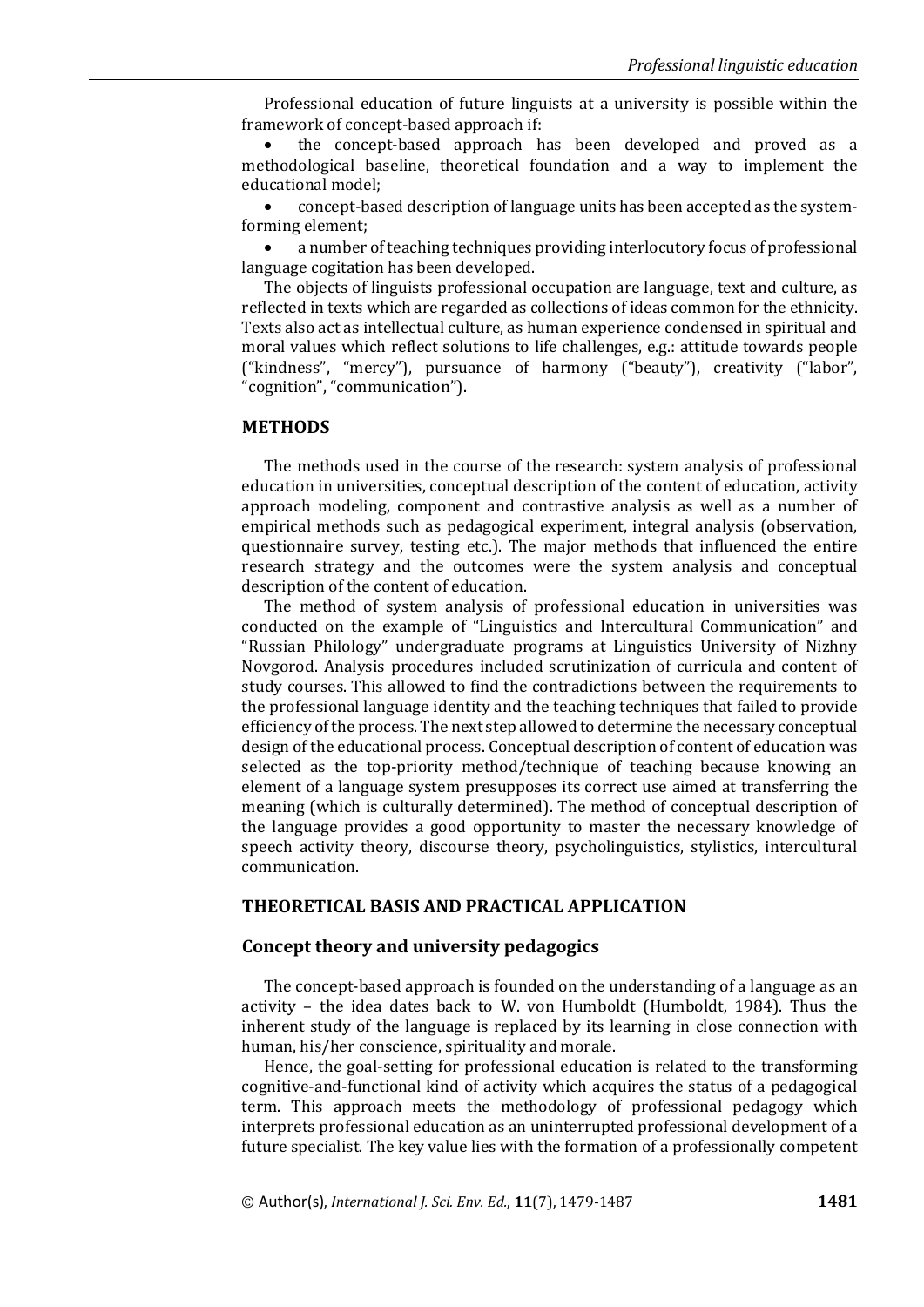Professional education of future linguists at a university is possible within the framework of concept-based approach if:

- the concept-based approach has been developed and proved as a methodological baseline, theoretical foundation and a way to implement the educational model;
- concept-based description of language units has been accepted as the system-forming element;
- a number of teaching techniques providing interlocutory focus of professional language cogitation has been developed.

The objects of linguists professional occupation are language, text and culture, as reflected in texts which are regarded as collections of ideas common for the ethnicity. Texts also act as intellectual culture, as human experience condensed in spiritual and moral values which reflect solutions to life challenges, e.g.: attitude towards people ("kindness", "mercy"), pursuance of harmony ("beauty"), creativity ("labor", "cognition", "communication").

## METHODS

The methods used in the course of the research: system analysis of professional education in universities, conceptual description of the content of education, activity approach modeling, component and contrastive analysis as well as a number of empirical methods such as pedagogical experiment, integral analysis (observation, questionnaire survey, testing etc.). The major methods that influenced the entire research strategy and the outcomes were the system analysis and conceptual description of the content of education.

The method of system analysis of professional education in universities was conducted on the example of "Linguistics and Intercultural Communication" and "Russian Philology" undergraduate programs at Linguistics University of Nizhny Novgorod. Analysis procedures included scrutinization of curricula and content of study courses. This allowed to find the contradictions between the requirements to the professional language identity and the teaching techniques that failed to provide efficiency of the process. The next step allowed to determine the necessary conceptual design of the educational process. Conceptual description of content of education was selected as the top-priority method/technique of teaching because knowing an element of a language system presupposes its correct use aimed at transferring the meaning (which is culturally determined). The method of conceptual description of the language provides a good opportunity to master the necessary knowledge of speech activity theory, discourse theory, psycholinguistics, stylistics, intercultural communication.

## THEORETICAL BASIS AND PRACTICAL APPLICATION

### Concept theory and university pedagogics

The concept-based approach is founded on the understanding of a language as an activity – the idea dates back to W. von Humboldt (Humboldt, 1984). Thus the inherent study of the language is replaced by its learning in close connection with human, his/her conscience, spirituality and morale.

Hence, the goal-setting for professional education is related to the transforming cognitive-and-functional kind of activity which acquires the status of a pedagogical term. This approach meets the methodology of professional pedagogy which interprets professional education as an uninterrupted professional development of a future specialist. The key value lies with the formation of a professionally competent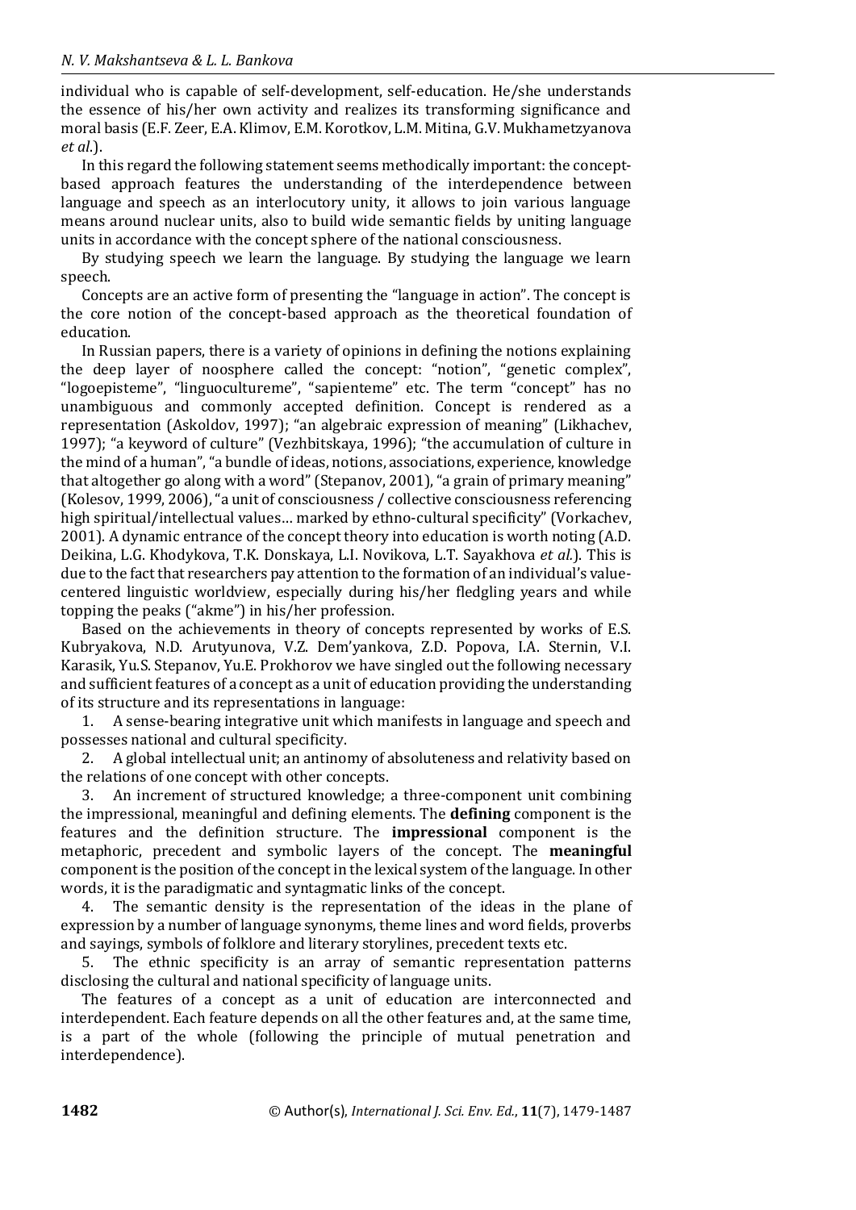individual who is capable of self-development, self-education. He/she understands the essence of his/her own activity and realizes its transforming significance and moral basis (E.F. Zeer, E.A. Klimov, E.M. Korotkov, L.M. Mitina, G.V. Mukhametzyanova *et al.*).

In this regard the following statement seems methodically important: the concept-based approach features the understanding of the interdependence between language and speech as an interlocutory unity, it allows to join various language means around nuclear units, also to build wide semantic fields by uniting language units in accordance with the concept sphere of the national consciousness.

By studying speech we learn the language. By studying the language we learn speech.

Concepts are an active form of presenting the "language in action". The concept is the core notion of the concept-based approach as the theoretical foundation of education.

In Russian papers, there is a variety of opinions in defining the notions explaining the deep layer of noosphere called the concept: "notion", "genetic complex", "logoepisteme", "linguocultureme", "sapienteme" etc. The term "concept" has no unambiguous and commonly accepted definition. Concept is rendered as a representation (Askoldov, 1997); "an algebraic expression of meaning" (Likhachev, 1997); "a keyword of culture" (Vezhbitskaya, 1996); "the accumulation of culture in the mind of a human", "a bundle of ideas, notions, associations, experience, knowledge that altogether go along with a word" (Stepanov, 2001), "a grain of primary meaning" (Kolesov, 1999, 2006), "a unit of consciousness / collective consciousness referencing high spiritual/intellectual values… marked by ethno-cultural specificity" (Vorkachev, 2001). A dynamic entrance of the concept theory into education is worth noting (A.D. Deikina, L.G. Khodykova, T.K. Donskaya, L.I. Novikova, L.T. Sayakhova *et al.*). This is due to the fact that researchers pay attention to the formation of an individual's value-centered linguistic worldview, especially during his/her fledgling years and while topping the peaks ("akme") in his/her profession.

Based on the achievements in theory of concepts represented by works of E.S. Kubryakova, N.D. Arutyunova, V.Z. Dem'yankova, Z.D. Popova, I.A. Sternin, V.I. Karasik, Yu.S. Stepanov, Yu.E. Prokhorov we have singled out the following necessary and sufficient features of a concept as a unit of education providing the understanding of its structure and its representations in language:

1. A sense-bearing integrative unit which manifests in language and speech and possesses national and cultural specificity.
2. A global intellectual unit; an antinomy of absoluteness and relativity based on the relations of one concept with other concepts.
3. An increment of structured knowledge; a three-component unit combining the impressional, meaningful and defining elements. The **defining** component is the features and the definition structure. The **impressional** component is the metaphoric, precedent and symbolic layers of the concept. The **meaningful** component is the position of the concept in the lexical system of the language. In other words, it is the paradigmatic and syntagmatic links of the concept.
4. The semantic density is the representation of the ideas in the plane of expression by a number of language synonyms, theme lines and word fields, proverbs and sayings, symbols of folklore and literary storylines, precedent texts etc.
5. The ethnic specificity is an array of semantic representation patterns disclosing the cultural and national specificity of language units.

The features of a concept as a unit of education are interconnected and interdependent. Each feature depends on all the other features and, at the same time, is a part of the whole (following the principle of mutual penetration and interdependence).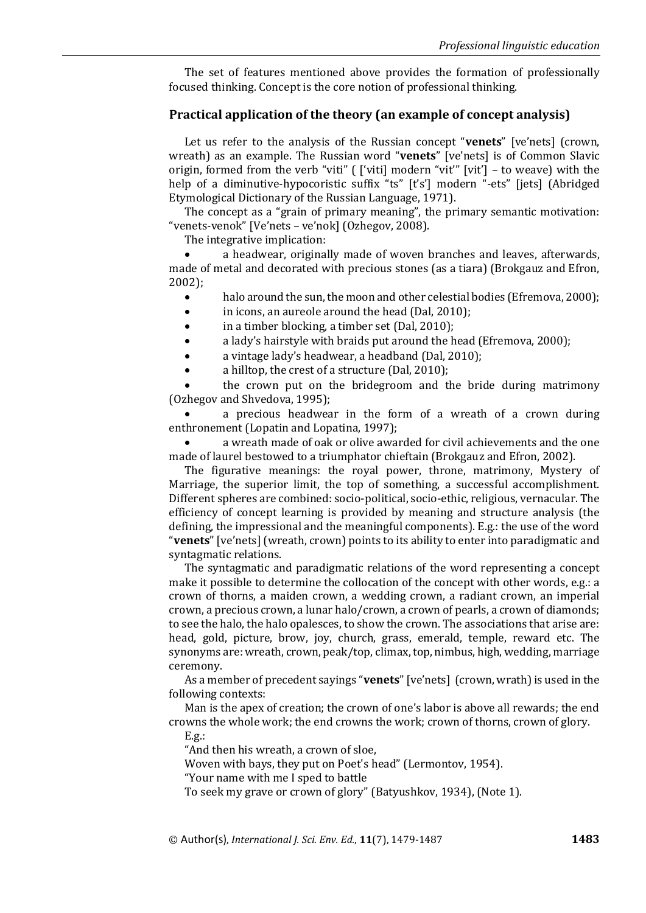The set of features mentioned above provides the formation of professionally focused thinking. Concept is the core notion of professional thinking.

## Practical application of the theory (an example of concept analysis)

Let us refer to the analysis of the Russian concept "**venets**" [ve'nets] (crown, wreath) as an example. The Russian word "**venets**" [ve'nets] is of Common Slavic origin, formed from the verb "viti" ( ['viti] modern "vit'" [vit'] – to weave) with the help of a diminutive-hypocoristic suffix "ts" [t's'] modern "-ets" [jets] (Abridged Etymological Dictionary of the Russian Language, 1971).

The concept as a "grain of primary meaning", the primary semantic motivation: "venets-venok" [Ve'nets – ve'nok] (Ozhegov, 2008).

The integrative implication:

- a headwear, originally made of woven branches and leaves, afterwards, made of metal and decorated with precious stones (as a tiara) (Brokgauz and Efron, 2002);
- halo around the sun, the moon and other celestial bodies (Efremova, 2000);
- in icons, an aureole around the head (Dal, 2010);
- in a timber blocking, a timber set (Dal, 2010);
- a lady's hairstyle with braids put around the head (Efremova, 2000);
- a vintage lady's headwear, a headband (Dal, 2010);
- a hilltop, the crest of a structure (Dal, 2010);
- the crown put on the bridegroom and the bride during matrimony (Ozhegov and Shvedova, 1995);
- a precious headwear in the form of a wreath of a crown during enthronement (Lopatin and Lopatina, 1997);
- a wreath made of oak or olive awarded for civil achievements and the one made of laurel bestowed to a triumphator chieftain (Brokgauz and Efron, 2002).

The figurative meanings: the royal power, throne, matrimony, Mystery of Marriage, the superior limit, the top of something, a successful accomplishment. Different spheres are combined: socio-political, socio-ethic, religious, vernacular. The efficiency of concept learning is provided by meaning and structure analysis (the defining, the impressional and the meaningful components). E.g.: the use of the word "**venets**" [ve'nets] (wreath, crown) points to its ability to enter into paradigmatic and syntagmatic relations.

The syntagmatic and paradigmatic relations of the word representing a concept make it possible to determine the collocation of the concept with other words, e.g.: a crown of thorns, a maiden crown, a wedding crown, a radiant crown, an imperial crown, a precious crown, a lunar halo/crown, a crown of pearls, a crown of diamonds; to see the halo, the halo opalesces, to show the crown. The associations that arise are: head, gold, picture, brow, joy, church, grass, emerald, temple, reward etc. The synonyms are: wreath, crown, peak/top, climax, top, nimbus, high, wedding, marriage ceremony.

As a member of precedent sayings "**venets**" [ve'nets] (crown, wrath) is used in the following contexts:

Man is the apex of creation; the crown of one's labor is above all rewards; the end crowns the whole work; the end crowns the work; crown of thorns, crown of glory.

E.g.:

"And then his wreath, a crown of sloe,
Woven with bays, they put on Poet's head" (Lermontov, 1954).

"Your name with me I sped to battle
To seek my grave or crown of glory" (Batyushkov, 1934), (Note 1).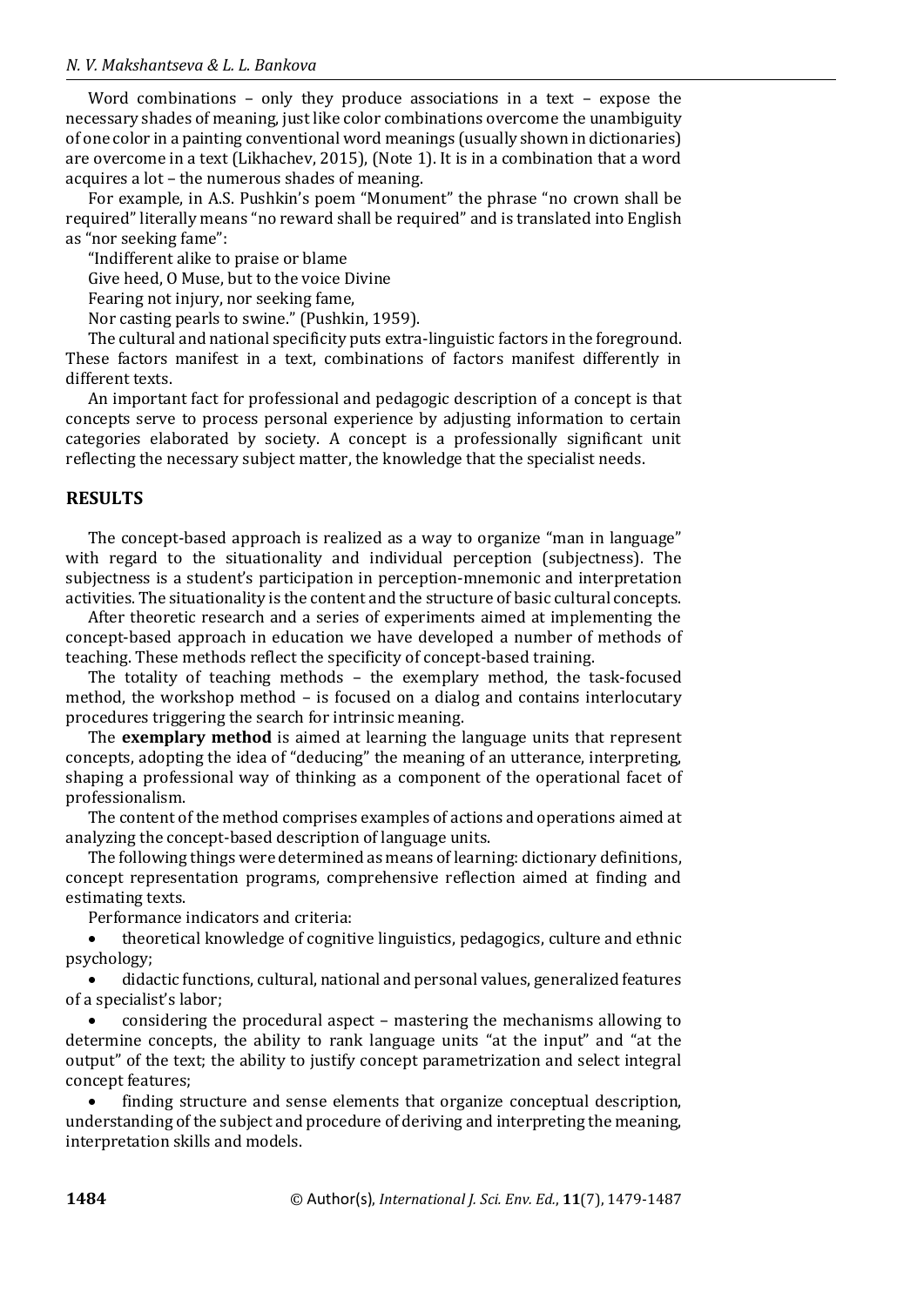Word combinations – only they produce associations in a text – expose the necessary shades of meaning, just like color combinations overcome the unambiguity of one color in a painting conventional word meanings (usually shown in dictionaries) are overcome in a text (Likhachev, 2015), (Note 1). It is in a combination that a word acquires a lot – the numerous shades of meaning.

For example, in A.S. Pushkin's poem "Monument" the phrase "no crown shall be required" literally means "no reward shall be required" and is translated into English as "nor seeking fame":

"Indifferent alike to praise or blame

Give heed, O Muse, but to the voice Divine

Fearing not injury, nor seeking fame,

Nor casting pearls to swine." (Pushkin, 1959).

The cultural and national specificity puts extra-linguistic factors in the foreground. These factors manifest in a text, combinations of factors manifest differently in different texts.

An important fact for professional and pedagogic description of a concept is that concepts serve to process personal experience by adjusting information to certain categories elaborated by society. A concept is a professionally significant unit reflecting the necessary subject matter, the knowledge that the specialist needs.

## RESULTS

The concept-based approach is realized as a way to organize "man in language" with regard to the situationality and individual perception (subjectness). The subjectness is a student's participation in perception-mnemonic and interpretation activities. The situationality is the content and the structure of basic cultural concepts.

After theoretic research and a series of experiments aimed at implementing the concept-based approach in education we have developed a number of methods of teaching. These methods reflect the specificity of concept-based training.

The totality of teaching methods – the exemplary method, the task-focused method, the workshop method – is focused on a dialog and contains interlocutary procedures triggering the search for intrinsic meaning.

The **exemplary method** is aimed at learning the language units that represent concepts, adopting the idea of "deducing" the meaning of an utterance, interpreting, shaping a professional way of thinking as a component of the operational facet of professionalism.

The content of the method comprises examples of actions and operations aimed at analyzing the concept-based description of language units.

The following things were determined as means of learning: dictionary definitions, concept representation programs, comprehensive reflection aimed at finding and estimating texts.

Performance indicators and criteria:

- theoretical knowledge of cognitive linguistics, pedagogics, culture and ethnic psychology;
- didactic functions, cultural, national and personal values, generalized features of a specialist's labor;
- considering the procedural aspect – mastering the mechanisms allowing to determine concepts, the ability to rank language units "at the input" and "at the output" of the text; the ability to justify concept parametrization and select integral concept features;
- finding structure and sense elements that organize conceptual description, understanding of the subject and procedure of deriving and interpreting the meaning, interpretation skills and models.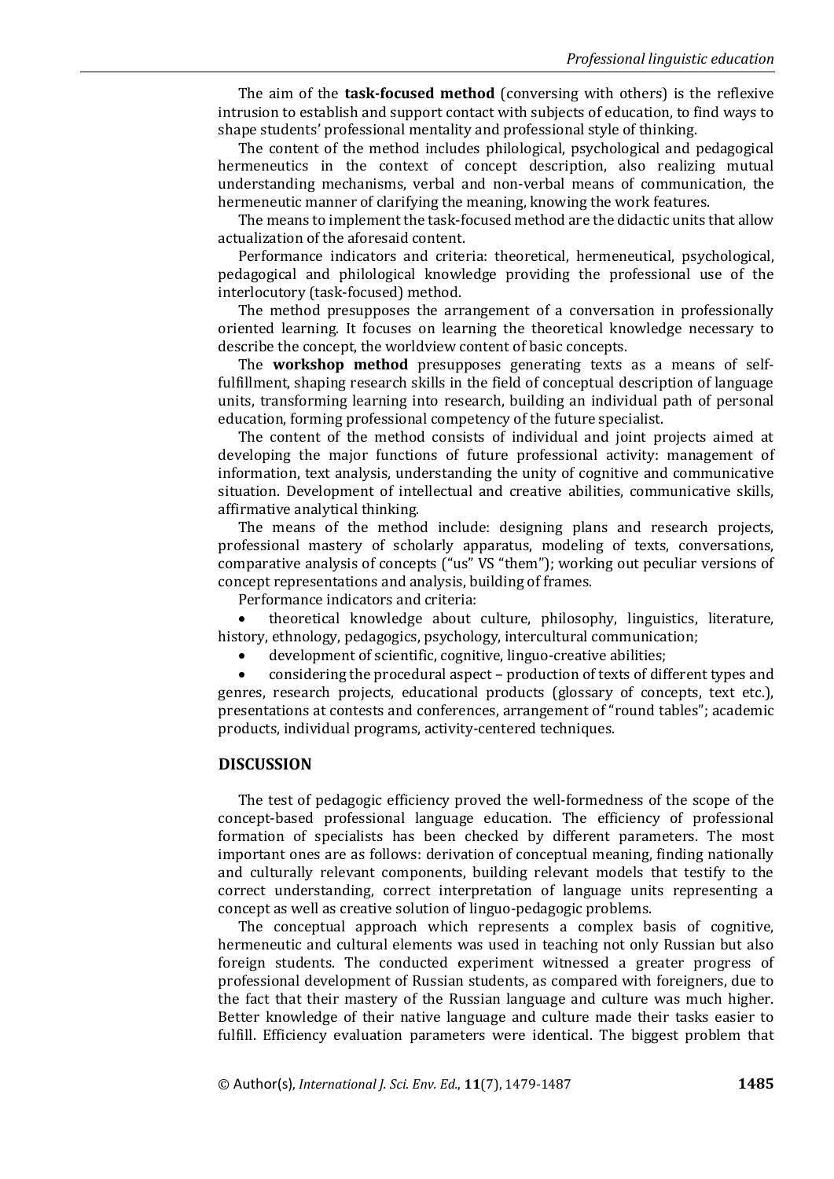The aim of the **task-focused method** (conversing with others) is the reflexive intrusion to establish and support contact with subjects of education, to find ways to shape students' professional mentality and professional style of thinking.

The content of the method includes philological, psychological and pedagogical hermeneutics in the context of concept description, also realizing mutual understanding mechanisms, verbal and non-verbal means of communication, the hermeneutic manner of clarifying the meaning, knowing the work features.

The means to implement the task-focused method are the didactic units that allow actualization of the aforesaid content.

Performance indicators and criteria: theoretical, hermeneutical, psychological, pedagogical and philological knowledge providing the professional use of the interlocutory (task-focused) method.

The method presupposes the arrangement of a conversation in professionally oriented learning. It focuses on learning the theoretical knowledge necessary to describe the concept, the worldview content of basic concepts.

The **workshop method** presupposes generating texts as a means of self-fulfillment, shaping research skills in the field of conceptual description of language units, transforming learning into research, building an individual path of personal education, forming professional competency of the future specialist.

The content of the method consists of individual and joint projects aimed at developing the major functions of future professional activity: management of information, text analysis, understanding the unity of cognitive and communicative situation. Development of intellectual and creative abilities, communicative skills, affirmative analytical thinking.

The means of the method include: designing plans and research projects, professional mastery of scholarly apparatus, modeling of texts, conversations, comparative analysis of concepts ("us" VS "them"); working out peculiar versions of concept representations and analysis, building of frames.

Performance indicators and criteria:

- theoretical knowledge about culture, philosophy, linguistics, literature, history, ethnology, pedagogics, psychology, intercultural communication;
- development of scientific, cognitive, linguo-creative abilities;
- considering the procedural aspect – production of texts of different types and genres, research projects, educational products (glossary of concepts, text etc.), presentations at contests and conferences, arrangement of "round tables"; academic products, individual programs, activity-centered techniques.

## DISCUSSION

The test of pedagogic efficiency proved the well-formedness of the scope of the concept-based professional language education. The efficiency of professional formation of specialists has been checked by different parameters. The most important ones are as follows: derivation of conceptual meaning, finding nationally and culturally relevant components, building relevant models that testify to the correct understanding, correct interpretation of language units representing a concept as well as creative solution of linguo-pedagogic problems.

The conceptual approach which represents a complex basis of cognitive, hermeneutic and cultural elements was used in teaching not only Russian but also foreign students. The conducted experiment witnessed a greater progress of professional development of Russian students, as compared with foreigners, due to the fact that their mastery of the Russian language and culture was much higher. Better knowledge of their native language and culture made their tasks easier to fulfill. Efficiency evaluation parameters were identical. The biggest problem that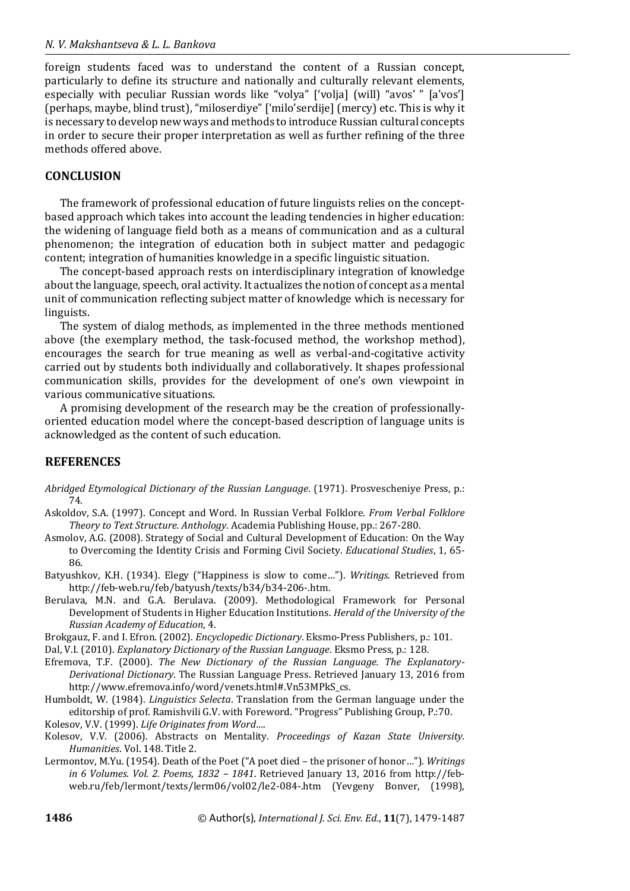foreign students faced was to understand the content of a Russian concept, particularly to define its structure and nationally and culturally relevant elements, especially with peculiar Russian words like "volya" ['volja] (will) "avos' " [a'vos'] (perhaps, maybe, blind trust), "miloserdiye" ['milo'serdije] (mercy) etc. This is why it is necessary to develop new ways and methods to introduce Russian cultural concepts in order to secure their proper interpretation as well as further refining of the three methods offered above.

## CONCLUSION

The framework of professional education of future linguists relies on the concept-based approach which takes into account the leading tendencies in higher education: the widening of language field both as a means of communication and as a cultural phenomenon; the integration of education both in subject matter and pedagogic content; integration of humanities knowledge in a specific linguistic situation.

The concept-based approach rests on interdisciplinary integration of knowledge about the language, speech, oral activity. It actualizes the notion of concept as a mental unit of communication reflecting subject matter of knowledge which is necessary for linguists.

The system of dialog methods, as implemented in the three methods mentioned above (the exemplary method, the task-focused method, the workshop method), encourages the search for true meaning as well as verbal-and-cogitative activity carried out by students both individually and collaboratively. It shapes professional communication skills, provides for the development of one's own viewpoint in various communicative situations.

A promising development of the research may be the creation of professionally-oriented education model where the concept-based description of language units is acknowledged as the content of such education.

## REFERENCES

*Abridged Etymological Dictionary of the Russian Language*. (1971). Prosvescheniye Press, p.: 74.

Askoldov, S.A. (1997). Concept and Word. In Russian Verbal Folklore. *From Verbal Folklore Theory to Text Structure. Anthology*. Academia Publishing House, pp.: 267-280.

Asmolov, A.G. (2008). Strategy of Social and Cultural Development of Education: On the Way to Overcoming the Identity Crisis and Forming Civil Society. *Educational Studies*, 1, 65-86.

Batyushkov, K.H. (1934). Elegy ("Happiness is slow to come…"). *Writings*. Retrieved from http://feb-web.ru/feb/batyush/texts/b34/b34-206-.htm.

Berulava, M.N. and G.A. Berulava. (2009). Methodological Framework for Personal Development of Students in Higher Education Institutions. *Herald of the University of the Russian Academy of Education*, 4.

Brokgauz, F. and I. Efron. (2002). *Encyclopedic Dictionary*. Eksmo-Press Publishers, p.: 101.

Dal, V.I. (2010). *Explanatory Dictionary of the Russian Language*. Eksmo Press, p.: 128.

Efremova, T.F. (2000). *The New Dictionary of the Russian Language. The Explanatory-Derivational Dictionary*. The Russian Language Press. Retrieved January 13, 2016 from http://www.efremova.info/word/venets.html#.Vn53MPkS_cs.

Humboldt, W. (1984). *Linguistics Selecta*. Translation from the German language under the editorship of prof. Ramishvili G.V. with Foreword. "Progress" Publishing Group, P.:70.

Kolesov, V.V. (1999). *Life Originates from Word…*.

Kolesov, V.V. (2006). Abstracts on Mentality. *Proceedings of Kazan State University. Humanities*. Vol. 148. Title 2.

Lermontov, M.Yu. (1954). Death of the Poet ("A poet died – the prisoner of honor…"). *Writings in 6 Volumes. Vol. 2. Poems, 1832 – 1841*. Retrieved January 13, 2016 from http://feb-web.ru/feb/lermont/texts/lerm06/vol02/le2-084-.htm (Yevgeny Bonver, (1998),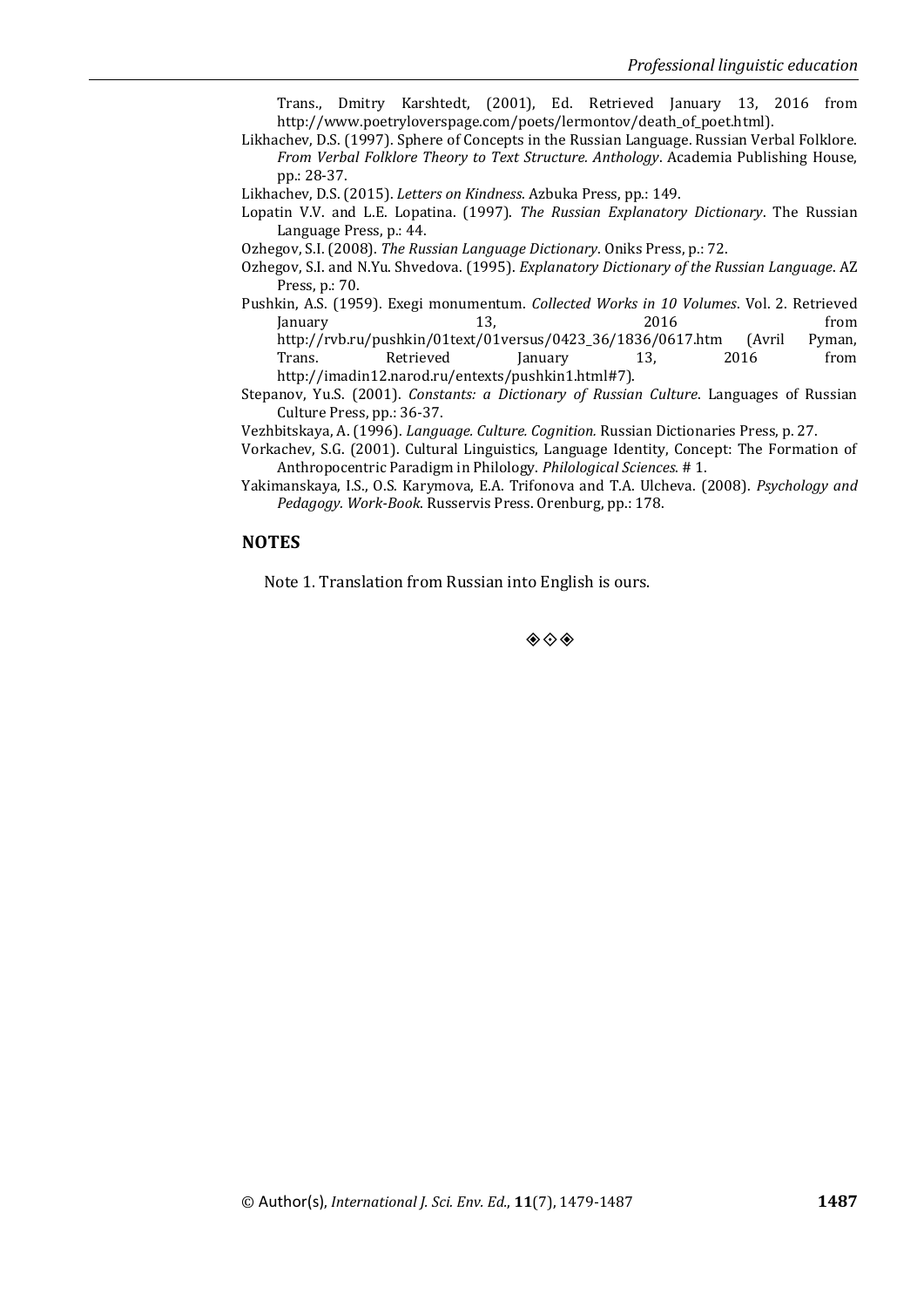Trans., Dmitry Karshtedt, (2001), Ed. Retrieved January 13, 2016 from http://www.poetryloverspage.com/poets/lermontov/death_of_poet.html).

Likhachev, D.S. (1997). Sphere of Concepts in the Russian Language. Russian Verbal Folklore. *From Verbal Folklore Theory to Text Structure. Anthology*. Academia Publishing House, pp.: 28-37.

Likhachev, D.S. (2015). *Letters on Kindness*. Azbuka Press, pp.: 149.

Lopatin V.V. and L.E. Lopatina. (1997). *The Russian Explanatory Dictionary*. The Russian Language Press, p.: 44.

Ozhegov, S.I. (2008). *The Russian Language Dictionary*. Oniks Press, p.: 72.

Ozhegov, S.I. and N.Yu. Shvedova. (1995). *Explanatory Dictionary of the Russian Language*. AZ Press, p.: 70.

Pushkin, A.S. (1959). Exegi monumentum. *Collected Works in 10 Volumes*. Vol. 2. Retrieved January 13, 2016 from http://rvb.ru/pushkin/01text/01versus/0423_36/1836/0617.htm (Avril Pyman, Trans. Retrieved January 13, 2016 from http://imadin12.narod.ru/entexts/pushkin1.html#7).

Stepanov, Yu.S. (2001). *Constants: a Dictionary of Russian Culture*. Languages of Russian Culture Press, pp.: 36-37.

Vezhbitskaya, A. (1996). *Language. Culture. Cognition*. Russian Dictionaries Press, p. 27.

Vorkachev, S.G. (2001). Cultural Linguistics, Language Identity, Concept: The Formation of Anthropocentric Paradigm in Philology. *Philological Sciences*. # 1.

Yakimanskaya, I.S., O.S. Karymova, E.A. Trifonova and T.A. Ulcheva. (2008). *Psychology and Pedagogy. Work-Book*. Russervis Press. Orenburg, pp.: 178.

## NOTES

Note 1. Translation from Russian into English is ours.

◈◇◈